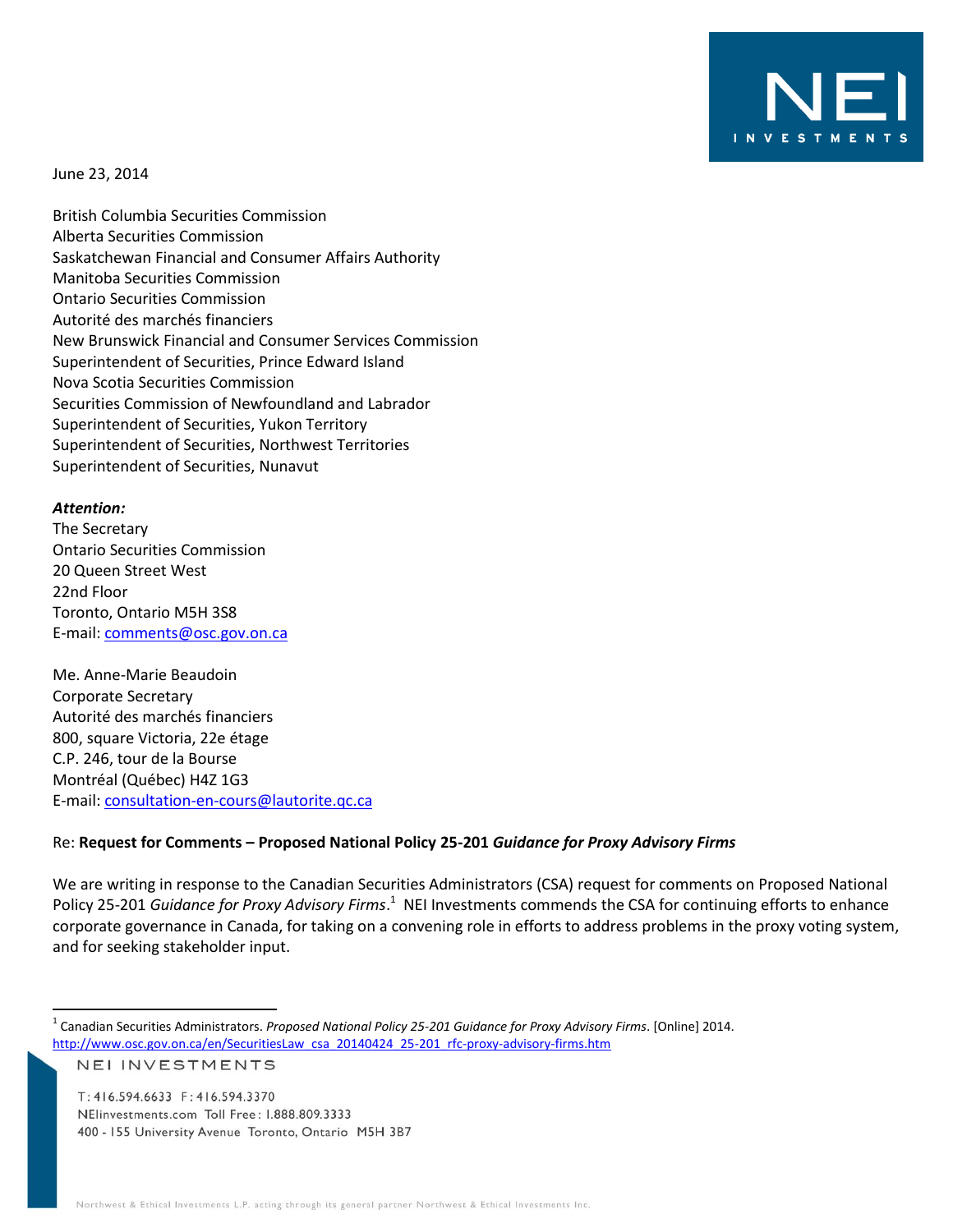NEI INVESTMENTS

June 23, 2014

British Columbia Securities Commission
Alberta Securities Commission
Saskatchewan Financial and Consumer Affairs Authority
Manitoba Securities Commission
Ontario Securities Commission
Autorité des marchés financiers
New Brunswick Financial and Consumer Services Commission
Superintendent of Securities, Prince Edward Island
Nova Scotia Securities Commission
Securities Commission of Newfoundland and Labrador
Superintendent of Securities, Yukon Territory
Superintendent of Securities, Northwest Territories
Superintendent of Securities, Nunavut

***Attention:***
The Secretary
Ontario Securities Commission
20 Queen Street West
22nd Floor
Toronto, Ontario M5H 3S8
E-mail: comments@osc.gov.on.ca

Me. Anne-Marie Beaudoin
Corporate Secretary
Autorité des marchés financiers
800, square Victoria, 22e étage
C.P. 246, tour de la Bourse
Montréal (Québec) H4Z 1G3
E-mail: consultation-en-cours@lautorite.qc.ca

Re: **Request for Comments – Proposed National Policy 25-201 *Guidance for Proxy Advisory Firms***

We are writing in response to the Canadian Securities Administrators (CSA) request for comments on Proposed National Policy 25-201 *Guidance for Proxy Advisory Firms*.[1] NEI Investments commends the CSA for continuing efforts to enhance corporate governance in Canada, for taking on a convening role in efforts to address problems in the proxy voting system, and for seeking stakeholder input.

[1] Canadian Securities Administrators. *Proposed National Policy 25-201 Guidance for Proxy Advisory Firms*. [Online] 2014. http://www.osc.gov.on.ca/en/SecuritiesLaw_csa_20140424_25-201_rfc-proxy-advisory-firms.htm

NEI INVESTMENTS

T: 416.594.6633 F: 416.594.3370
NEIinvestments.com Toll Free: 1.888.809.3333
400 - 155 University Avenue Toronto, Ontario M5H 3B7

Northwest & Ethical Investments L.P. acting through its general partner Northwest & Ethical Investments Inc.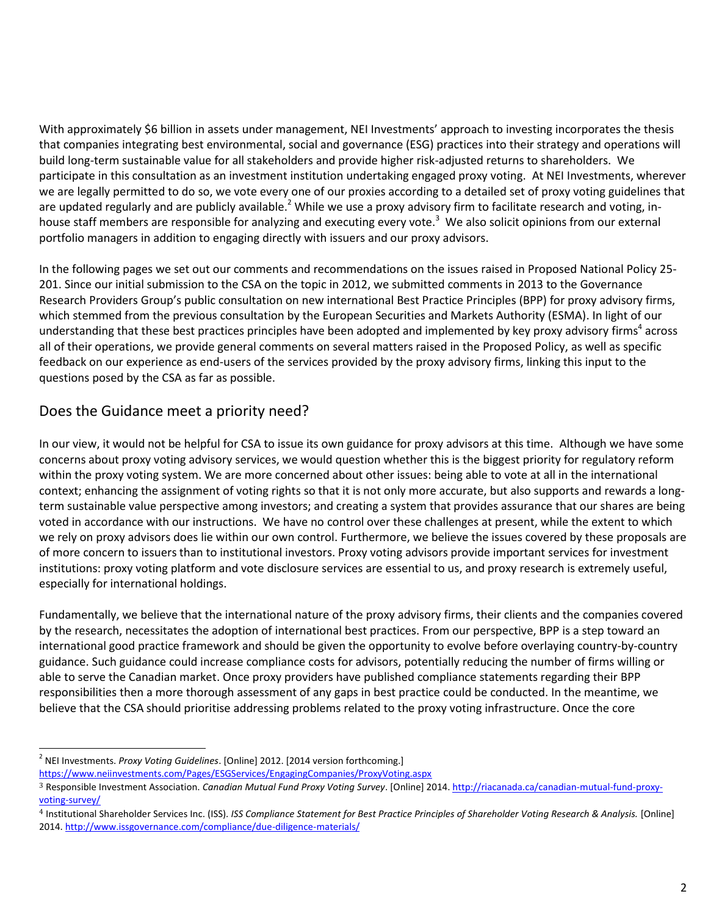With approximately $6 billion in assets under management, NEI Investments' approach to investing incorporates the thesis that companies integrating best environmental, social and governance (ESG) practices into their strategy and operations will build long-term sustainable value for all stakeholders and provide higher risk-adjusted returns to shareholders. We participate in this consultation as an investment institution undertaking engaged proxy voting. At NEI Investments, wherever we are legally permitted to do so, we vote every one of our proxies according to a detailed set of proxy voting guidelines that are updated regularly and are publicly available.[2] While we use a proxy advisory firm to facilitate research and voting, in-house staff members are responsible for analyzing and executing every vote.[3] We also solicit opinions from our external portfolio managers in addition to engaging directly with issuers and our proxy advisors.

In the following pages we set out our comments and recommendations on the issues raised in Proposed National Policy 25-201. Since our initial submission to the CSA on the topic in 2012, we submitted comments in 2013 to the Governance Research Providers Group's public consultation on new international Best Practice Principles (BPP) for proxy advisory firms, which stemmed from the previous consultation by the European Securities and Markets Authority (ESMA). In light of our understanding that these best practices principles have been adopted and implemented by key proxy advisory firms[4] across all of their operations, we provide general comments on several matters raised in the Proposed Policy, as well as specific feedback on our experience as end-users of the services provided by the proxy advisory firms, linking this input to the questions posed by the CSA as far as possible.

## Does the Guidance meet a priority need?

In our view, it would not be helpful for CSA to issue its own guidance for proxy advisors at this time. Although we have some concerns about proxy voting advisory services, we would question whether this is the biggest priority for regulatory reform within the proxy voting system. We are more concerned about other issues: being able to vote at all in the international context; enhancing the assignment of voting rights so that it is not only more accurate, but also supports and rewards a long-term sustainable value perspective among investors; and creating a system that provides assurance that our shares are being voted in accordance with our instructions. We have no control over these challenges at present, while the extent to which we rely on proxy advisors does lie within our own control. Furthermore, we believe the issues covered by these proposals are of more concern to issuers than to institutional investors. Proxy voting advisors provide important services for investment institutions: proxy voting platform and vote disclosure services are essential to us, and proxy research is extremely useful, especially for international holdings.

Fundamentally, we believe that the international nature of the proxy advisory firms, their clients and the companies covered by the research, necessitates the adoption of international best practices. From our perspective, BPP is a step toward an international good practice framework and should be given the opportunity to evolve before overlaying country-by-country guidance. Such guidance could increase compliance costs for advisors, potentially reducing the number of firms willing or able to serve the Canadian market. Once proxy providers have published compliance statements regarding their BPP responsibilities then a more thorough assessment of any gaps in best practice could be conducted. In the meantime, we believe that the CSA should prioritise addressing problems related to the proxy voting infrastructure. Once the core

---

[2] NEI Investments. *Proxy Voting Guidelines*. [Online] 2012. [2014 version forthcoming.] https://www.neiinvestments.com/Pages/ESGServices/EngagingCompanies/ProxyVoting.aspx

[3] Responsible Investment Association. *Canadian Mutual Fund Proxy Voting Survey*. [Online] 2014. http://riacanada.ca/canadian-mutual-fund-proxy-voting-survey/

[4] Institutional Shareholder Services Inc. (ISS). *ISS Compliance Statement for Best Practice Principles of Shareholder Voting Research & Analysis.* [Online] 2014. http://www.issgovernance.com/compliance/due-diligence-materials/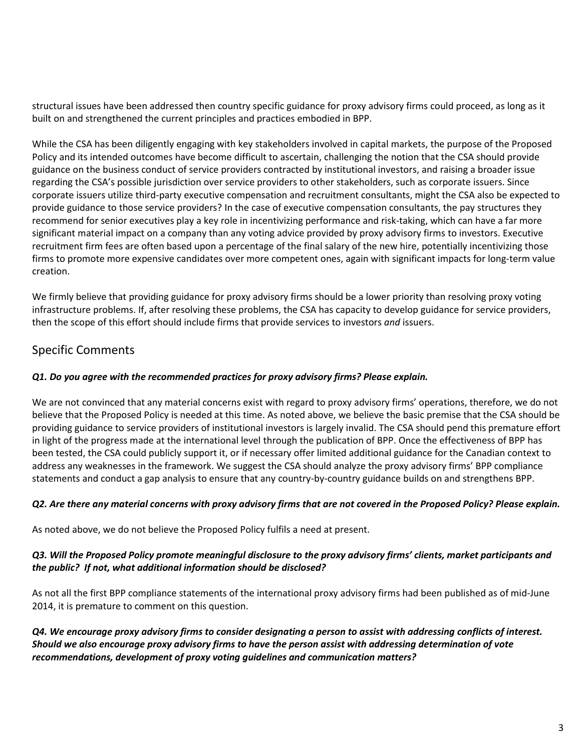structural issues have been addressed then country specific guidance for proxy advisory firms could proceed, as long as it built on and strengthened the current principles and practices embodied in BPP.

While the CSA has been diligently engaging with key stakeholders involved in capital markets, the purpose of the Proposed Policy and its intended outcomes have become difficult to ascertain, challenging the notion that the CSA should provide guidance on the business conduct of service providers contracted by institutional investors, and raising a broader issue regarding the CSA's possible jurisdiction over service providers to other stakeholders, such as corporate issuers. Since corporate issuers utilize third-party executive compensation and recruitment consultants, might the CSA also be expected to provide guidance to those service providers? In the case of executive compensation consultants, the pay structures they recommend for senior executives play a key role in incentivizing performance and risk-taking, which can have a far more significant material impact on a company than any voting advice provided by proxy advisory firms to investors. Executive recruitment firm fees are often based upon a percentage of the final salary of the new hire, potentially incentivizing those firms to promote more expensive candidates over more competent ones, again with significant impacts for long-term value creation.

We firmly believe that providing guidance for proxy advisory firms should be a lower priority than resolving proxy voting infrastructure problems. If, after resolving these problems, the CSA has capacity to develop guidance for service providers, then the scope of this effort should include firms that provide services to investors *and* issuers.

## Specific Comments

***Q1. Do you agree with the recommended practices for proxy advisory firms? Please explain.***

We are not convinced that any material concerns exist with regard to proxy advisory firms' operations, therefore, we do not believe that the Proposed Policy is needed at this time. As noted above, we believe the basic premise that the CSA should be providing guidance to service providers of institutional investors is largely invalid. The CSA should pend this premature effort in light of the progress made at the international level through the publication of BPP. Once the effectiveness of BPP has been tested, the CSA could publicly support it, or if necessary offer limited additional guidance for the Canadian context to address any weaknesses in the framework. We suggest the CSA should analyze the proxy advisory firms' BPP compliance statements and conduct a gap analysis to ensure that any country-by-country guidance builds on and strengthens BPP.

***Q2. Are there any material concerns with proxy advisory firms that are not covered in the Proposed Policy? Please explain.***

As noted above, we do not believe the Proposed Policy fulfils a need at present.

***Q3. Will the Proposed Policy promote meaningful disclosure to the proxy advisory firms' clients, market participants and the public? If not, what additional information should be disclosed?***

As not all the first BPP compliance statements of the international proxy advisory firms had been published as of mid-June 2014, it is premature to comment on this question.

***Q4. We encourage proxy advisory firms to consider designating a person to assist with addressing conflicts of interest. Should we also encourage proxy advisory firms to have the person assist with addressing determination of vote recommendations, development of proxy voting guidelines and communication matters?***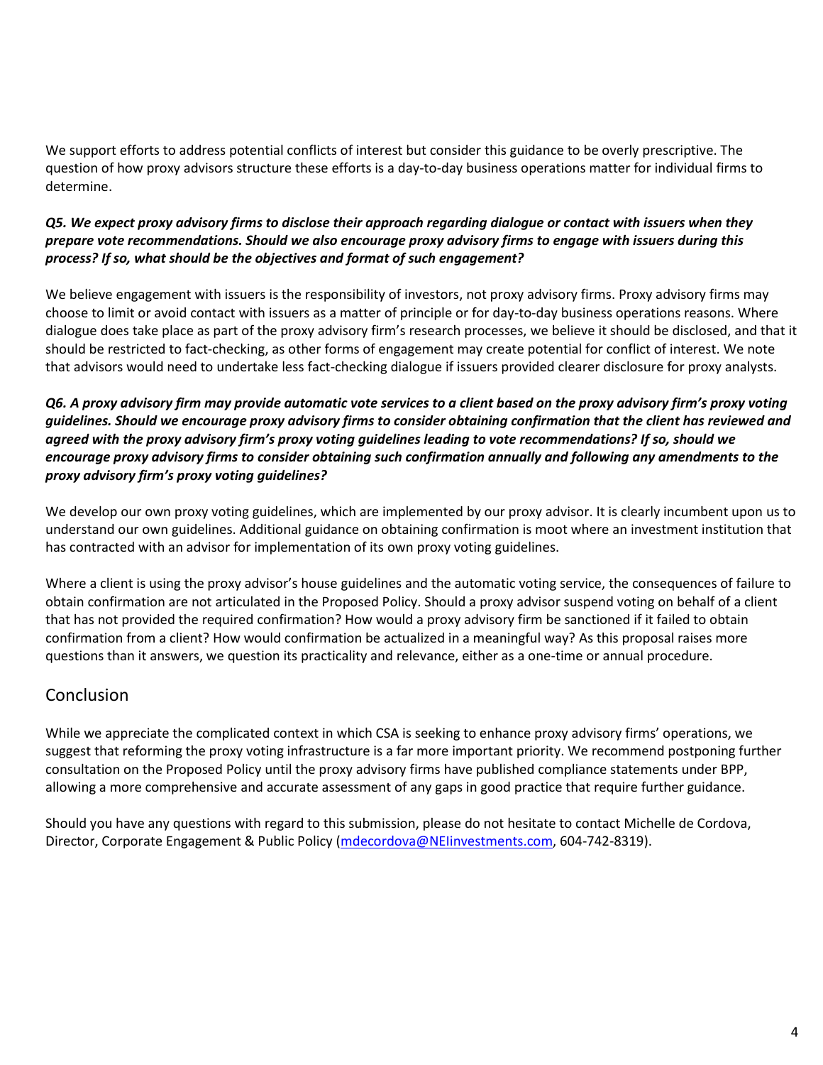We support efforts to address potential conflicts of interest but consider this guidance to be overly prescriptive. The question of how proxy advisors structure these efforts is a day-to-day business operations matter for individual firms to determine.

***Q5. We expect proxy advisory firms to disclose their approach regarding dialogue or contact with issuers when they prepare vote recommendations. Should we also encourage proxy advisory firms to engage with issuers during this process? If so, what should be the objectives and format of such engagement?***

We believe engagement with issuers is the responsibility of investors, not proxy advisory firms. Proxy advisory firms may choose to limit or avoid contact with issuers as a matter of principle or for day-to-day business operations reasons. Where dialogue does take place as part of the proxy advisory firm's research processes, we believe it should be disclosed, and that it should be restricted to fact-checking, as other forms of engagement may create potential for conflict of interest. We note that advisors would need to undertake less fact-checking dialogue if issuers provided clearer disclosure for proxy analysts.

***Q6. A proxy advisory firm may provide automatic vote services to a client based on the proxy advisory firm's proxy voting guidelines. Should we encourage proxy advisory firms to consider obtaining confirmation that the client has reviewed and agreed with the proxy advisory firm's proxy voting guidelines leading to vote recommendations? If so, should we encourage proxy advisory firms to consider obtaining such confirmation annually and following any amendments to the proxy advisory firm's proxy voting guidelines?***

We develop our own proxy voting guidelines, which are implemented by our proxy advisor. It is clearly incumbent upon us to understand our own guidelines. Additional guidance on obtaining confirmation is moot where an investment institution that has contracted with an advisor for implementation of its own proxy voting guidelines.

Where a client is using the proxy advisor's house guidelines and the automatic voting service, the consequences of failure to obtain confirmation are not articulated in the Proposed Policy. Should a proxy advisor suspend voting on behalf of a client that has not provided the required confirmation? How would a proxy advisory firm be sanctioned if it failed to obtain confirmation from a client? How would confirmation be actualized in a meaningful way? As this proposal raises more questions than it answers, we question its practicality and relevance, either as a one-time or annual procedure.

## Conclusion

While we appreciate the complicated context in which CSA is seeking to enhance proxy advisory firms' operations, we suggest that reforming the proxy voting infrastructure is a far more important priority. We recommend postponing further consultation on the Proposed Policy until the proxy advisory firms have published compliance statements under BPP, allowing a more comprehensive and accurate assessment of any gaps in good practice that require further guidance.

Should you have any questions with regard to this submission, please do not hesitate to contact Michelle de Cordova, Director, Corporate Engagement & Public Policy (mdecordova@NEIinvestments.com, 604-742-8319).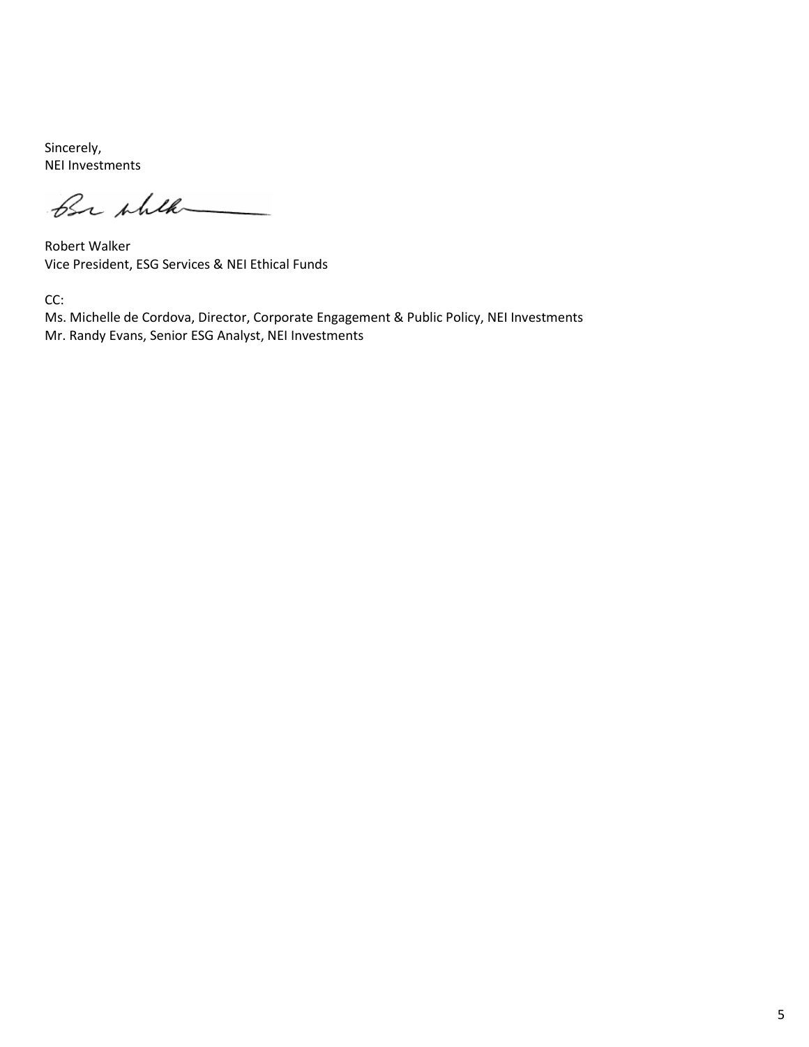Sincerely,
NEI Investments

Robert Walker
Vice President, ESG Services & NEI Ethical Funds

CC:
Ms. Michelle de Cordova, Director, Corporate Engagement & Public Policy, NEI Investments
Mr. Randy Evans, Senior ESG Analyst, NEI Investments